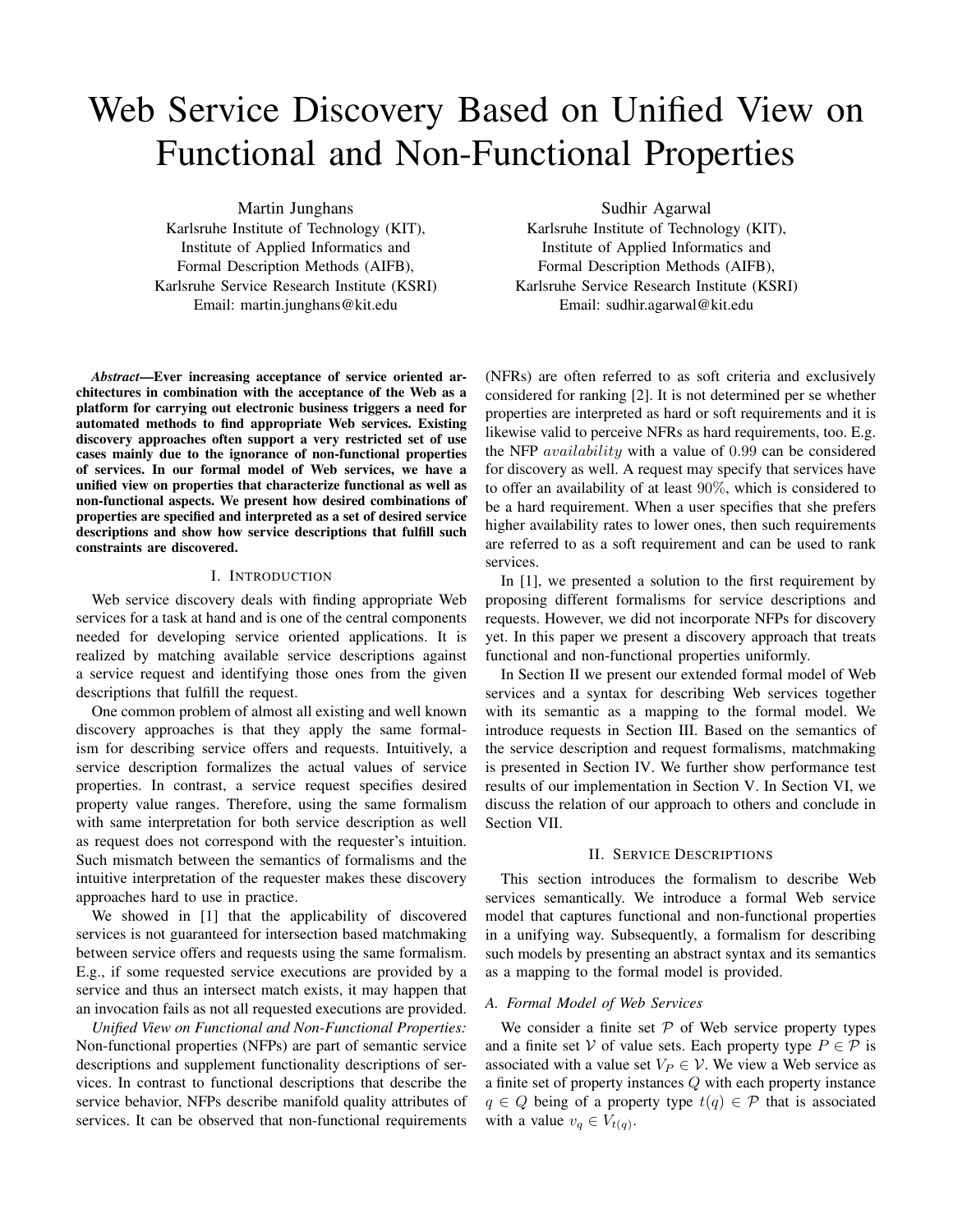# Web Service Discovery Based on Unified View on Functional and Non-Functional Properties

Martin Junghans
Karlsruhe Institute of Technology (KIT),
Institute of Applied Informatics and
Formal Description Methods (AIFB),
Karlsruhe Service Research Institute (KSRI)
Email: martin.junghans@kit.edu

Sudhir Agarwal
Karlsruhe Institute of Technology (KIT),
Institute of Applied Informatics and
Formal Description Methods (AIFB),
Karlsruhe Service Research Institute (KSRI)
Email: sudhir.agarwal@kit.edu

***Abstract*—Ever increasing acceptance of service oriented architectures in combination with the acceptance of the Web as a platform for carrying out electronic business triggers a need for automated methods to find appropriate Web services. Existing discovery approaches often support a very restricted set of use cases mainly due to the ignorance of non-functional properties of services. In our formal model of Web services, we have a unified view on properties that characterize functional as well as non-functional aspects. We present how desired combinations of properties are specified and interpreted as a set of desired service descriptions and show how service descriptions that fulfill such constraints are discovered.**

## I. Introduction

Web service discovery deals with finding appropriate Web services for a task at hand and is one of the central components needed for developing service oriented applications. It is realized by matching available service descriptions against a service request and identifying those ones from the given descriptions that fulfill the request.

One common problem of almost all existing and well known discovery approaches is that they apply the same formalism for describing service offers and requests. Intuitively, a service description formalizes the actual values of service properties. In contrast, a service request specifies desired property value ranges. Therefore, using the same formalism with same interpretation for both service description as well as request does not correspond with the requester's intuition. Such mismatch between the semantics of formalisms and the intuitive interpretation of the requester makes these discovery approaches hard to use in practice.

We showed in [1] that the applicability of discovered services is not guaranteed for intersection based matchmaking between service offers and requests using the same formalism. E.g., if some requested service executions are provided by a service and thus an intersect match exists, it may happen that an invocation fails as not all requested executions are provided.

*Unified View on Functional and Non-Functional Properties:* Non-functional properties (NFPs) are part of semantic service descriptions and supplement functionality descriptions of services. In contrast to functional descriptions that describe the service behavior, NFPs describe manifold quality attributes of services. It can be observed that non-functional requirements (NFRs) are often referred to as soft criteria and exclusively considered for ranking [2]. It is not determined per se whether properties are interpreted as hard or soft requirements and it is likewise valid to perceive NFRs as hard requirements, too. E.g. the NFP $availability$ with a value of $0.99$ can be considered for discovery as well. A request may specify that services have to offer an availability of at least $90\%$, which is considered to be a hard requirement. When a user specifies that she prefers higher availability rates to lower ones, then such requirements are referred to as a soft requirement and can be used to rank services.

In [1], we presented a solution to the first requirement by proposing different formalisms for service descriptions and requests. However, we did not incorporate NFPs for discovery yet. In this paper we present a discovery approach that treats functional and non-functional properties uniformly.

In Section II we present our extended formal model of Web services and a syntax for describing Web services together with its semantic as a mapping to the formal model. We introduce requests in Section III. Based on the semantics of the service description and request formalisms, matchmaking is presented in Section IV. We further show performance test results of our implementation in Section V. In Section VI, we discuss the relation of our approach to others and conclude in Section VII.

## II. Service Descriptions

This section introduces the formalism to describe Web services semantically. We introduce a formal Web service model that captures functional and non-functional properties in a unifying way. Subsequently, a formalism for describing such models by presenting an abstract syntax and its semantics as a mapping to the formal model is provided.

### A. Formal Model of Web Services

We consider a finite set $\mathcal{P}$ of Web service property types and a finite set $\mathcal{V}$ of value sets. Each property type $P \in \mathcal{P}$ is associated with a value set $V_P \in \mathcal{V}$. We view a Web service as a finite set of property instances $Q$ with each property instance $q \in Q$ being of a property type $t(q) \in \mathcal{P}$ that is associated with a value $v_q \in V_{t(q)}$.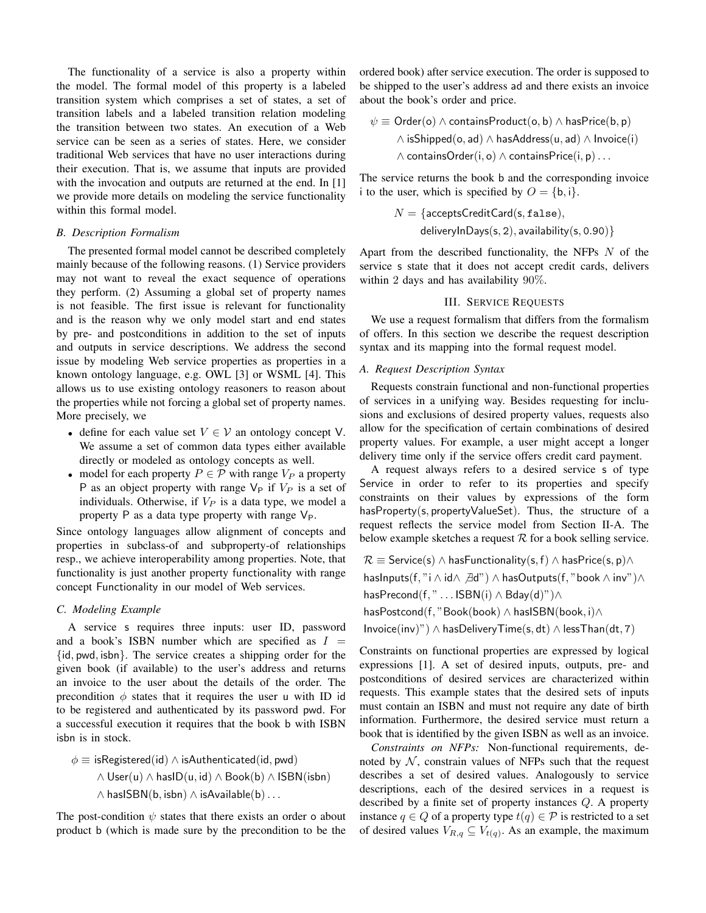The functionality of a service is also a property within the model. The formal model of this property is a labeled transition system which comprises a set of states, a set of transition labels and a labeled transition relation modeling the transition between two states. An execution of a Web service can be seen as a series of states. Here, we consider traditional Web services that have no user interactions during their execution. That is, we assume that inputs are provided with the invocation and outputs are returned at the end. In [1] we provide more details on modeling the service functionality within this formal model.

### B. Description Formalism

The presented formal model cannot be described completely mainly because of the following reasons. (1) Service providers may not want to reveal the exact sequence of operations they perform. (2) Assuming a global set of property names is not feasible. The first issue is relevant for functionality and is the reason why we only model start and end states by pre- and postconditions in addition to the set of inputs and outputs in service descriptions. We address the second issue by modeling Web service properties as properties in a known ontology language, e.g. OWL [3] or WSML [4]. This allows us to use existing ontology reasoners to reason about the properties while not forcing a global set of property names. More precisely, we

- define for each value set $V \in \mathcal{V}$ an ontology concept $\mathsf{V}$. We assume a set of common data types either available directly or modeled as ontology concepts as well.
- model for each property $P \in \mathcal{P}$ with range $V_P$ a property $\mathsf{P}$ as an object property with range $\mathsf{V_P}$ if $V_P$ is a set of individuals. Otherwise, if $V_P$ is a data type, we model a property $\mathsf{P}$ as a data type property with range $\mathsf{V_P}$.

Since ontology languages allow alignment of concepts and properties in subclass-of and subproperty-of relationships resp., we achieve interoperability among properties. Note, that functionality is just another property functionality with range concept Functionality in our model of Web services.

### C. Modeling Example

A service s requires three inputs: user ID, password and a book's ISBN number which are specified as $I = \{\mathsf{id}, \mathsf{pwd}, \mathsf{isbn}\}$. The service creates a shipping order for the given book (if available) to the user's address and returns an invoice to the user about the details of the order. The precondition $\phi$ states that it requires the user u with ID id to be registered and authenticated by its password pwd. For a successful execution it requires that the book b with ISBN isbn is in stock.

$$
\begin{aligned}
\phi \equiv\ & \mathsf{isRegistered(id)} \wedge \mathsf{isAuthenticated(id, pwd)} \\
& \wedge \mathsf{User(u)} \wedge \mathsf{hasID(u, id)} \wedge \mathsf{Book(b)} \wedge \mathsf{ISBN(isbn)} \\
& \wedge \mathsf{hasISBN(b, isbn)} \wedge \mathsf{isAvailable(b)} \ldots
\end{aligned}
$$

The post-condition $\psi$ states that there exists an order o about product b (which is made sure by the precondition to be the ordered book) after service execution. The order is supposed to be shipped to the user's address ad and there exists an invoice about the book's order and price.

$$
\begin{aligned}
\psi \equiv\ & \mathsf{Order(o)} \wedge \mathsf{containsProduct(o, b)} \wedge \mathsf{hasPrice(b, p)} \\
& \wedge \mathsf{isShipped(o, ad)} \wedge \mathsf{hasAddress(u, ad)} \wedge \mathsf{Invoice(i)} \\
& \wedge \mathsf{containsOrder(i, o)} \wedge \mathsf{containsPrice(i, p)} \ldots
\end{aligned}
$$

The service returns the book b and the corresponding invoice i to the user, which is specified by $O = \{\mathsf{b}, \mathsf{i}\}$.

$$
\begin{aligned}
N = \{ & \mathsf{acceptsCreditCard(s, \texttt{false})}, \\
& \mathsf{deliveryInDays(s, 2)}, \mathsf{availability(s, 0.90)} \}
\end{aligned}
$$

Apart from the described functionality, the NFPs $N$ of the service s state that it does not accept credit cards, delivers within 2 days and has availability 90%.

## III. Service Requests

We use a request formalism that differs from the formalism of offers. In this section we describe the request description syntax and its mapping into the formal request model.

### A. Request Description Syntax

Requests constrain functional and non-functional properties of services in a unifying way. Besides requesting for inclusions and exclusions of desired property values, requests also allow for the specification of certain combinations of desired property values. For example, a user might accept a longer delivery time only if the service offers credit card payment.

A request always refers to a desired service s of type Service in order to refer to its properties and specify constraints on their values by expressions of the form hasProperty(s, propertyValueSet). Thus, the structure of a request reflects the service model from Section II-A. The below example sketches a request $\mathcal{R}$ for a book selling service.

$$
\begin{aligned}
& \mathcal{R} \equiv \mathsf{Service(s)} \wedge \mathsf{hasFunctionality(s, f)} \wedge \mathsf{hasPrice(s, p)} \wedge \\
& \mathsf{hasInputs(f, "i} \wedge \mathsf{id} \wedge \nexists \mathsf{d")} \wedge \mathsf{hasOutputs(f, "book} \wedge \mathsf{inv")} \wedge \\
& \mathsf{hasPrecond(f, "} \ldots \mathsf{ISBN(i)} \wedge \mathsf{Bday(d)")} \wedge \\
& \mathsf{hasPostcond(f, "Book(book)} \wedge \mathsf{hasISBN(book, i)} \wedge \\
& \mathsf{Invoice(inv)")} \wedge \mathsf{hasDeliveryTime(s, dt)} \wedge \mathsf{lessThan(dt, 7)}
\end{aligned}
$$

Constraints on functional properties are expressed by logical expressions [1]. A set of desired inputs, outputs, pre- and postconditions of desired services are characterized within requests. This example states that the desired sets of inputs must contain an ISBN and must not require any date of birth information. Furthermore, the desired service must return a book that is identified by the given ISBN as well as an invoice.

*Constraints on NFPs:* Non-functional requirements, denoted by $\mathcal{N}$, constrain values of NFPs such that the request describes a set of desired values. Analogously to service descriptions, each of the desired services in a request is described by a finite set of property instances $Q$. A property instance $q \in Q$ of a property type $t(q) \in \mathcal{P}$ is restricted to a set of desired values $V_{R,q} \subseteq V_{t(q)}$. As an example, the maximum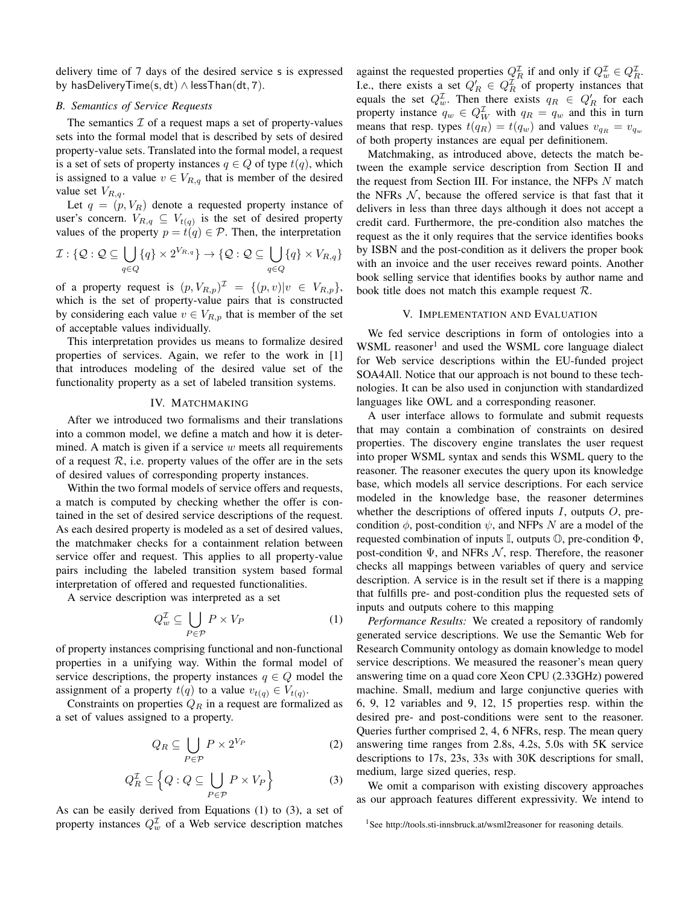delivery time of 7 days of the desired service s is expressed by $\mathsf{hasDeliveryTime(s, dt)} \wedge \mathsf{lessThan(dt, 7)}$.

### B. Semantics of Service Requests

The semantics $\mathcal{I}$ of a request maps a set of property-values sets into the formal model that is described by sets of desired property-value sets. Translated into the formal model, a request is a set of sets of property instances $q \in Q$ of type $t(q)$, which is assigned to a value $v \in V_{R,q}$ that is member of the desired value set $V_{R,q}$.

Let $q = (p, V_R)$ denote a requested property instance of user's concern. $V_{R,q} \subseteq V_{t(q)}$ is the set of desired property values of the property $p = t(q) \in \mathcal{P}$. Then, the interpretation

$$\mathcal{I} : \{\mathcal{Q} : \mathcal{Q} \subseteq \bigcup_{q \in Q} \{q\} \times 2^{V_{R,q}}\} \rightarrow \{\mathcal{Q} : \mathcal{Q} \subseteq \bigcup_{q \in Q} \{q\} \times V_{R,q}\}$$

of a property request is $(p, V_{R,p})^{\mathcal{I}} = \{(p, v) | v \in V_{R,p}\}$, which is the set of property-value pairs that is constructed by considering each value $v \in V_{R,p}$ that is member of the set of acceptable values individually.

This interpretation provides us means to formalize desired properties of services. Again, we refer to the work in [1] that introduces modeling of the desired value set of the functionality property as a set of labeled transition systems.

## IV. Matchmaking

After we introduced two formalisms and their translations into a common model, we define a match and how it is determined. A match is given if a service $w$ meets all requirements of a request $\mathcal{R}$, i.e. property values of the offer are in the sets of desired values of corresponding property instances.

Within the two formal models of service offers and requests, a match is computed by checking whether the offer is contained in the set of desired service descriptions of the request. As each desired property is modeled as a set of desired values, the matchmaker checks for a containment relation between service offer and request. This applies to all property-value pairs including the labeled transition system based formal interpretation of offered and requested functionalities.

A service description was interpreted as a set

$$Q_w^{\mathcal{I}} \subseteq \bigcup_{P \in \mathcal{P}} P \times V_P \tag{1}$$

of property instances comprising functional and non-functional properties in a unifying way. Within the formal model of service descriptions, the property instances $q \in Q$ model the assignment of a property $t(q)$ to a value $v_{t(q)} \in V_{t(q)}$.

Constraints on properties $Q_R$ in a request are formalized as a set of values assigned to a property.

$$Q_R \subseteq \bigcup_{P \in \mathcal{P}} P \times 2^{V_P} \tag{2}$$

$$Q_R^{\mathcal{I}} \subseteq \Big\{Q : Q \subseteq \bigcup_{P \in \mathcal{P}} P \times V_P\Big\} \tag{3}$$

As can be easily derived from Equations (1) to (3), a set of property instances $Q_w^{\mathcal{I}}$ of a Web service description matches against the requested properties $Q_R^{\mathcal{I}}$ if and only if $Q_w^{\mathcal{I}} \in Q_R^{\mathcal{I}}$. I.e., there exists a set $Q'_R \in Q_R^{\mathcal{I}}$ of property instances that equals the set $Q_w^{\mathcal{I}}$. Then there exists $q_R \in Q'_R$ for each property instance $q_w \in Q_W^{\mathcal{I}}$ with $q_R = q_w$ and this in turn means that resp. types $t(q_R) = t(q_w)$ and values $v_{q_R} = v_{q_w}$ of both property instances are equal per definitionem.

Matchmaking, as introduced above, detects the match between the example service description from Section II and the request from Section III. For instance, the NFPs $N$ match the NFRs $\mathcal{N}$, because the offered service is that fast that it delivers in less than three days although it does not accept a credit card. Furthermore, the pre-condition also matches the request as the it only requires that the service identifies books by ISBN and the post-condition as it delivers the proper book with an invoice and the user receives reward points. Another book selling service that identifies books by author name and book title does not match this example request $\mathcal{R}$.

## V. Implementation and Evaluation

We fed service descriptions in form of ontologies into a WSML reasoner[1] and used the WSML core language dialect for Web service descriptions within the EU-funded project SOA4All. Notice that our approach is not bound to these technologies. It can be also used in conjunction with standardized languages like OWL and a corresponding reasoner.

A user interface allows to formulate and submit requests that may contain a combination of constraints on desired properties. The discovery engine translates the user request into proper WSML syntax and sends this WSML query to the reasoner. The reasoner executes the query upon its knowledge base, which models all service descriptions. For each service modeled in the knowledge base, the reasoner determines whether the descriptions of offered inputs $I$, outputs $O$, pre-condition $\phi$, post-condition $\psi$, and NFPs $N$ are a model of the requested combination of inputs $\mathbb{I}$, outputs $\mathbb{O}$, pre-condition $\Phi$, post-condition $\Psi$, and NFRs $\mathcal{N}$, resp. Therefore, the reasoner checks all mappings between variables of query and service description. A service is in the result set if there is a mapping that fulfills pre- and post-condition plus the requested sets of inputs and outputs cohere to this mapping

*Performance Results:* We created a repository of randomly generated service descriptions. We use the Semantic Web for Research Community ontology as domain knowledge to model service descriptions. We measured the reasoner's mean query answering time on a quad core Xeon CPU (2.33GHz) powered machine. Small, medium and large conjunctive queries with 6, 9, 12 variables and 9, 12, 15 properties resp. within the desired pre- and post-conditions were sent to the reasoner. Queries further comprised 2, 4, 6 NFRs, resp. The mean query answering time ranges from 2.8s, 4.2s, 5.0s with 5K service descriptions to 17s, 23s, 33s with 30K descriptions for small, medium, large sized queries, resp.

We omit a comparison with existing discovery approaches as our approach features different expressivity. We intend to

[1] See http://tools.sti-innsbruck.at/wsml2reasoner for reasoning details.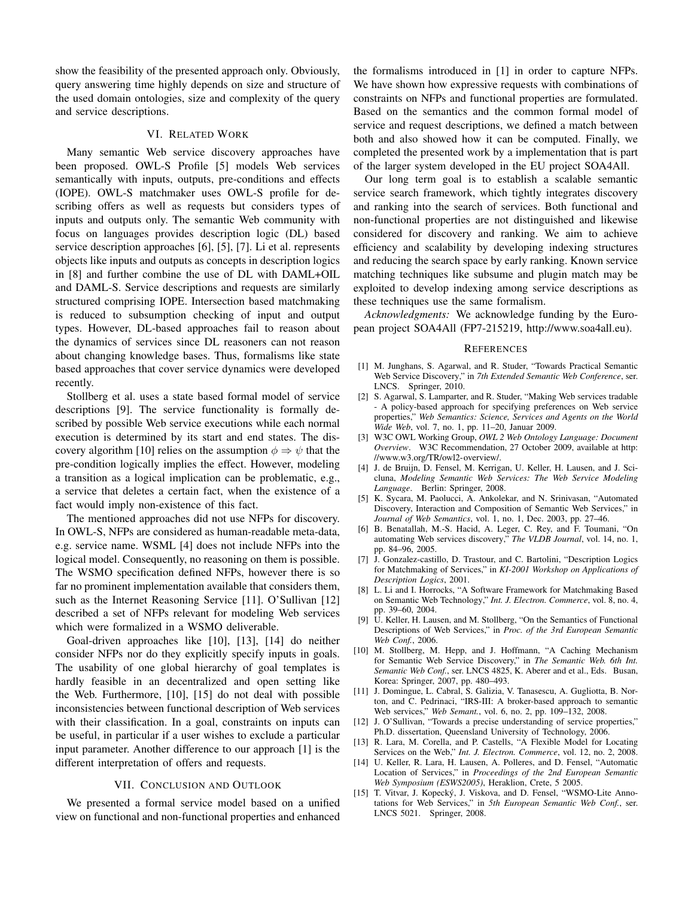show the feasibility of the presented approach only. Obviously, query answering time highly depends on size and structure of the used domain ontologies, size and complexity of the query and service descriptions.

## VI. Related Work

Many semantic Web service discovery approaches have been proposed. OWL-S Profile [5] models Web services semantically with inputs, outputs, pre-conditions and effects (IOPE). OWL-S matchmaker uses OWL-S profile for describing offers as well as requests but considers types of inputs and outputs only. The semantic Web community with focus on languages provides description logic (DL) based service description approaches [6], [5], [7]. Li et al. represents objects like inputs and outputs as concepts in description logics in [8] and further combine the use of DL with DAML+OIL and DAML-S. Service descriptions and requests are similarly structured comprising IOPE. Intersection based matchmaking is reduced to subsumption checking of input and output types. However, DL-based approaches fail to reason about the dynamics of services since DL reasoners can not reason about changing knowledge bases. Thus, formalisms like state based approaches that cover service dynamics were developed recently.

Stollberg et al. uses a state based formal model of service descriptions [9]. The service functionality is formally described by possible Web service executions while each normal execution is determined by its start and end states. The discovery algorithm [10] relies on the assumption $\phi \Rightarrow \psi$ that the pre-condition logically implies the effect. However, modeling a transition as a logical implication can be problematic, e.g., a service that deletes a certain fact, when the existence of a fact would imply non-existence of this fact.

The mentioned approaches did not use NFPs for discovery. In OWL-S, NFPs are considered as human-readable meta-data, e.g. service name. WSML [4] does not include NFPs into the logical model. Consequently, no reasoning on them is possible. The WSMO specification defined NFPs, however there is so far no prominent implementation available that considers them, such as the Internet Reasoning Service [11]. O'Sullivan [12] described a set of NFPs relevant for modeling Web services which were formalized in a WSMO deliverable.

Goal-driven approaches like [10], [13], [14] do neither consider NFPs nor do they explicitly specify inputs in goals. The usability of one global hierarchy of goal templates is hardly feasible in an decentralized and open setting like the Web. Furthermore, [10], [15] do not deal with possible inconsistencies between functional description of Web services with their classification. In a goal, constraints on inputs can be useful, in particular if a user wishes to exclude a particular input parameter. Another difference to our approach [1] is the different interpretation of offers and requests.

## VII. Conclusion and Outlook

We presented a formal service model based on a unified view on functional and non-functional properties and enhanced the formalisms introduced in [1] in order to capture NFPs. We have shown how expressive requests with combinations of constraints on NFPs and functional properties are formulated. Based on the semantics and the common formal model of service and request descriptions, we defined a match between both and also showed how it can be computed. Finally, we completed the presented work by a implementation that is part of the larger system developed in the EU project SOA4All.

Our long term goal is to establish a scalable semantic service search framework, which tightly integrates discovery and ranking into the search of services. Both functional and non-functional properties are not distinguished and likewise considered for discovery and ranking. We aim to achieve efficiency and scalability by developing indexing structures and reducing the search space by early ranking. Known service matching techniques like subsume and plugin match may be exploited to develop indexing among service descriptions as these techniques use the same formalism.

*Acknowledgments:* We acknowledge funding by the European project SOA4All (FP7-215219, http://www.soa4all.eu).

## References

[1] M. Junghans, S. Agarwal, and R. Studer, "Towards Practical Semantic Web Service Discovery," in *7th Extended Semantic Web Conference*, ser. LNCS. Springer, 2010.

[2] S. Agarwal, S. Lamparter, and R. Studer, "Making Web services tradable - A policy-based approach for specifying preferences on Web service properties," *Web Semantics: Science, Services and Agents on the World Wide Web*, vol. 7, no. 1, pp. 11–20, Januar 2009.

[3] W3C OWL Working Group, *OWL 2 Web Ontology Language: Document Overview*. W3C Recommendation, 27 October 2009, available at http://www.w3.org/TR/owl2-overview/.

[4] J. de Bruijn, D. Fensel, M. Kerrigan, U. Keller, H. Lausen, and J. Scicluna, *Modeling Semantic Web Services: The Web Service Modeling Language*. Berlin: Springer, 2008.

[5] K. Sycara, M. Paolucci, A. Ankolekar, and N. Srinivasan, "Automated Discovery, Interaction and Composition of Semantic Web Services," in *Journal of Web Semantics*, vol. 1, no. 1, Dec. 2003, pp. 27–46.

[6] B. Benatallah, M.-S. Hacid, A. Leger, C. Rey, and F. Toumani, "On automating Web services discovery," *The VLDB Journal*, vol. 14, no. 1, pp. 84–96, 2005.

[7] J. Gonzalez-castillo, D. Trastour, and C. Bartolini, "Description Logics for Matchmaking of Services," in *KI-2001 Workshop on Applications of Description Logics*, 2001.

[8] L. Li and I. Horrocks, "A Software Framework for Matchmaking Based on Semantic Web Technology," *Int. J. Electron. Commerce*, vol. 8, no. 4, pp. 39–60, 2004.

[9] U. Keller, H. Lausen, and M. Stollberg, "On the Semantics of Functional Descriptions of Web Services," in *Proc. of the 3rd European Semantic Web Conf.*, 2006.

[10] M. Stollberg, M. Hepp, and J. Hoffmann, "A Caching Mechanism for Semantic Web Service Discovery," in *The Semantic Web. 6th Int. Semantic Web Conf.*, ser. LNCS 4825, K. Aberer and et al., Eds. Busan, Korea: Springer, 2007, pp. 480–493.

[11] J. Domingue, L. Cabral, S. Galizia, V. Tanasescu, A. Gugliotta, B. Norton, and C. Pedrinaci, "IRS-III: A broker-based approach to semantic Web services," *Web Semant.*, vol. 6, no. 2, pp. 109–132, 2008.

[12] J. O'Sullivan, "Towards a precise understanding of service properties," Ph.D. dissertation, Queensland University of Technology, 2006.

[13] R. Lara, M. Corella, and P. Castells, "A Flexible Model for Locating Services on the Web," *Int. J. Electron. Commerce*, vol. 12, no. 2, 2008.

[14] U. Keller, R. Lara, H. Lausen, A. Polleres, and D. Fensel, "Automatic Location of Services," in *Proceedings of the 2nd European Semantic Web Symposium (ESWS2005)*, Heraklion, Crete, 5 2005.

[15] T. Vitvar, J. Kopecký, J. Viskova, and D. Fensel, "WSMO-Lite Annotations for Web Services," in *5th European Semantic Web Conf.*, ser. LNCS 5021. Springer, 2008.